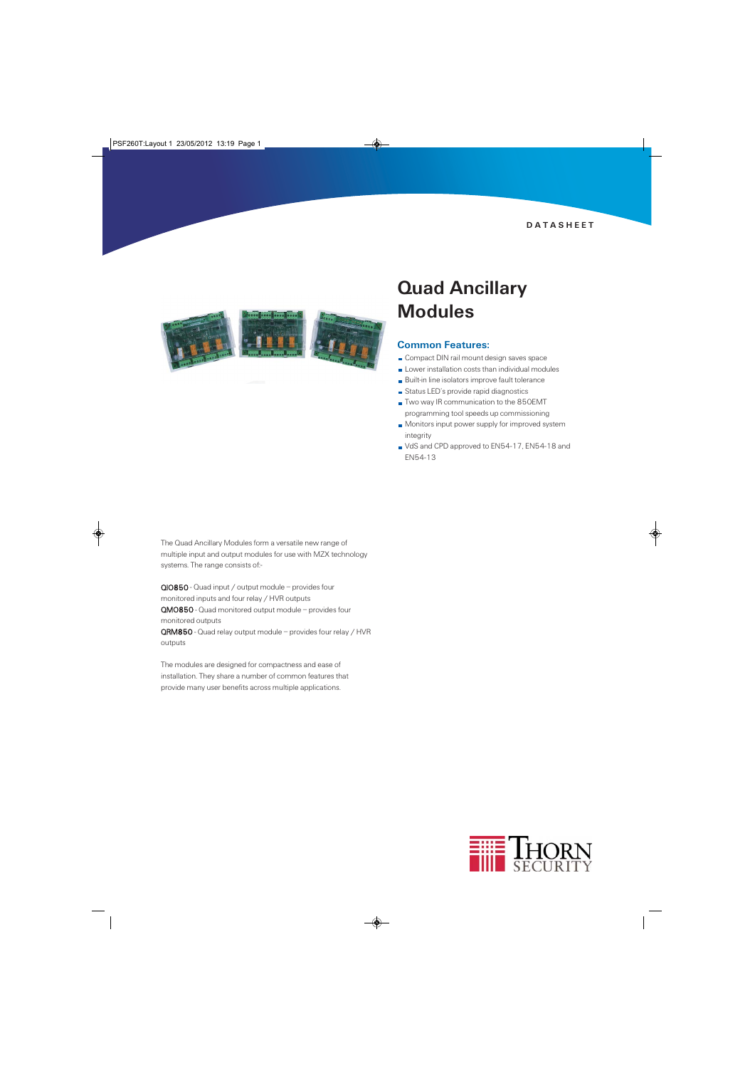DATASHEET

# Quad Ancillary Modules

## Common Features:

- Compact DIN rail mount design saves space
- Lower installation costs than individual modules
- Built-in line isolators improve fault tolerance
- Status LED's provide rapid diagnostics
- Two way IR communication to the 850EMT programming tool speeds up commissioning
- Monitors input power supply for improved system integrity
- VdS and CPD approved to EN54-17, EN54-18 and EN54-13

The Quad Ancillary Modules form a versatile new range of multiple input and output modules for use with MZX technology systems. The range consists of:-

**QIO850** - Quad input / output module – provides four monitored inputs and four relay / HVR outputs
**QMO850** - Quad monitored output module – provides four monitored outputs
**QRM850** - Quad relay output module – provides four relay / HVR outputs

The modules are designed for compactness and ease of installation. They share a number of common features that provide many user benefits across multiple applications.

THORN SECURITY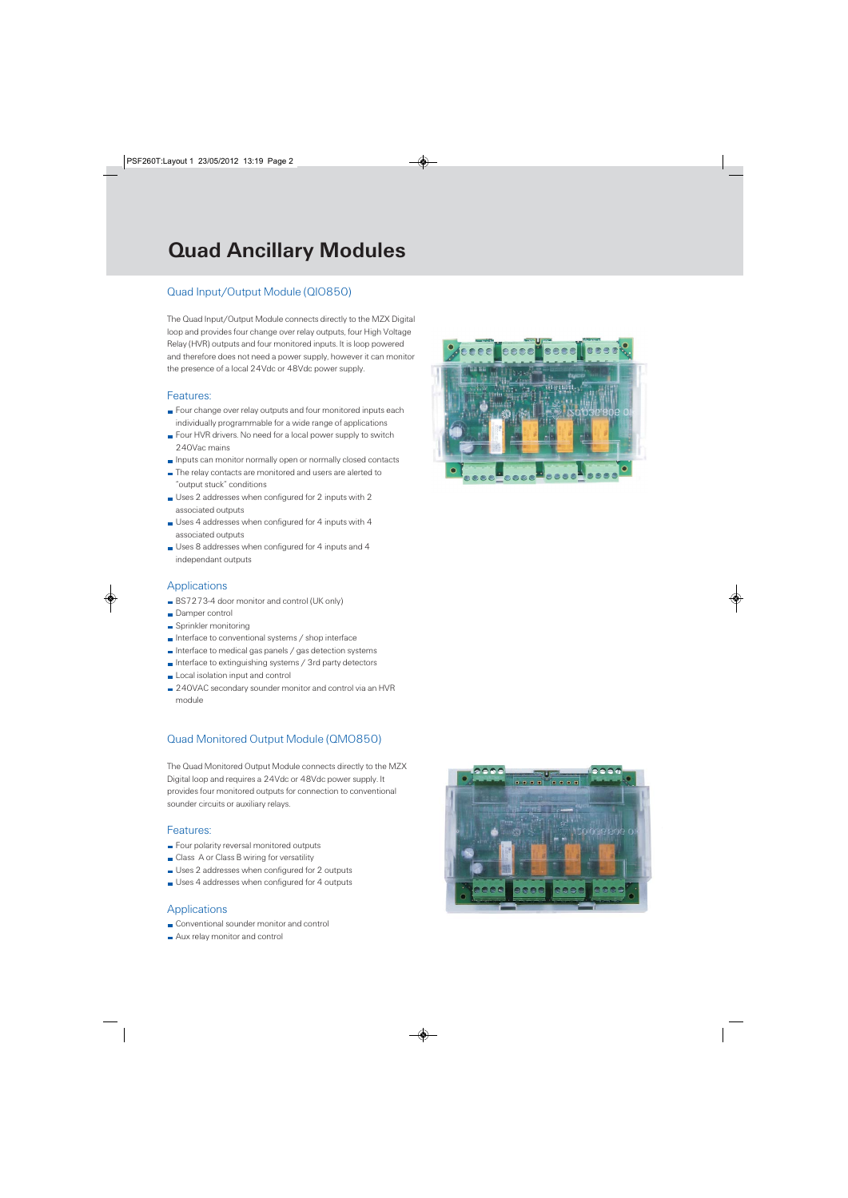# Quad Ancillary Modules

## Quad Input/Output Module (QIO850)

The Quad Input/Output Module connects directly to the MZX Digital loop and provides four change over relay outputs, four High Voltage Relay (HVR) outputs and four monitored inputs. It is loop powered and therefore does not need a power supply, however it can monitor the presence of a local 24Vdc or 48Vdc power supply.

### Features:

- Four change over relay outputs and four monitored inputs each individually programmable for a wide range of applications
- Four HVR drivers. No need for a local power supply to switch 240Vac mains
- Inputs can monitor normally open or normally closed contacts
- The relay contacts are monitored and users are alerted to "output stuck" conditions
- Uses 2 addresses when configured for 2 inputs with 2 associated outputs
- Uses 4 addresses when configured for 4 inputs with 4 associated outputs
- Uses 8 addresses when configured for 4 inputs and 4 independant outputs

### Applications

- BS7273-4 door monitor and control (UK only)
- Damper control
- Sprinkler monitoring
- Interface to conventional systems / shop interface
- Interface to medical gas panels / gas detection systems
- Interface to extinguishing systems / 3rd party detectors
- Local isolation input and control
- 240VAC secondary sounder monitor and control via an HVR module

## Quad Monitored Output Module (QMO850)

The Quad Monitored Output Module connects directly to the MZX Digital loop and requires a 24Vdc or 48Vdc power supply. It provides four monitored outputs for connection to conventional sounder circuits or auxiliary relays.

### Features:

- Four polarity reversal monitored outputs
- Class A or Class B wiring for versatility
- Uses 2 addresses when configured for 2 outputs
- Uses 4 addresses when configured for 4 outputs

### Applications

- Conventional sounder monitor and control
- Aux relay monitor and control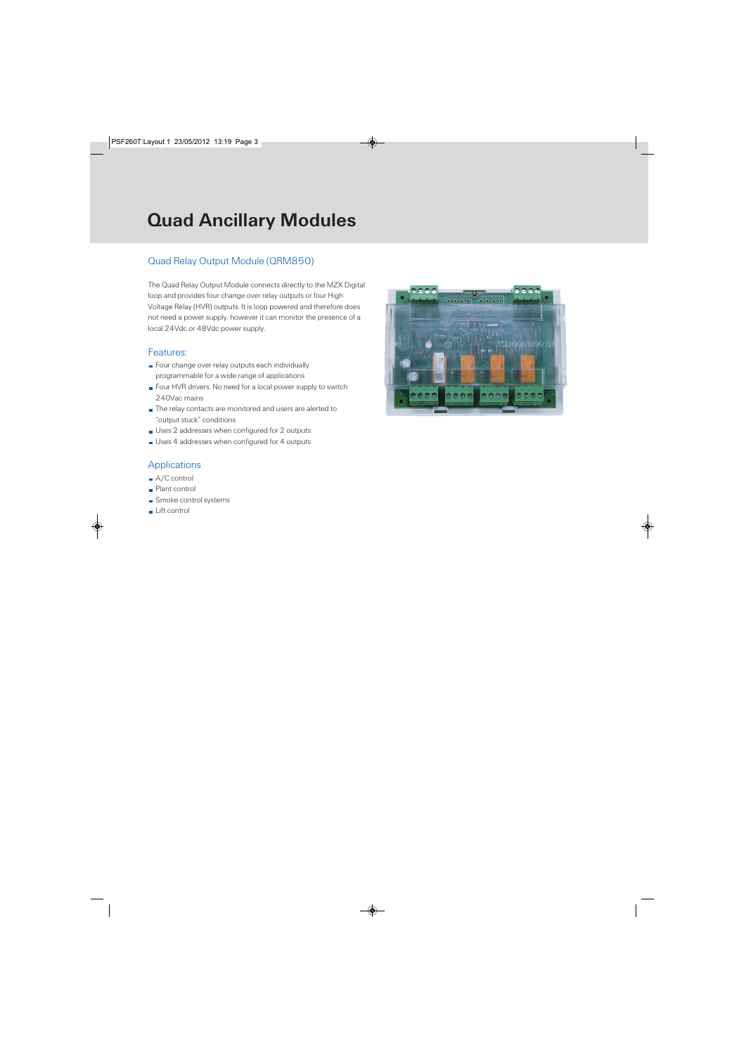# Quad Ancillary Modules

## Quad Relay Output Module (QRM850)

The Quad Relay Output Module connects directly to the MZX Digital loop and provides four change over relay outputs or four High Voltage Relay (HVR) outputs. It is loop powered and therefore does not need a power supply, however it can monitor the presence of a local 24Vdc or 48Vdc power supply.

### Features:

- Four change over relay outputs each individually programmable for a wide range of applications
- Four HVR drivers. No need for a local power supply to switch 240Vac mains
- The relay contacts are monitored and users are alerted to "output stuck" conditions
- Uses 2 addresses when configured for 2 outputs
- Uses 4 addresses when configured for 4 outputs

### Applications

- A/C control
- Plant control
- Smoke control systems
- Lift control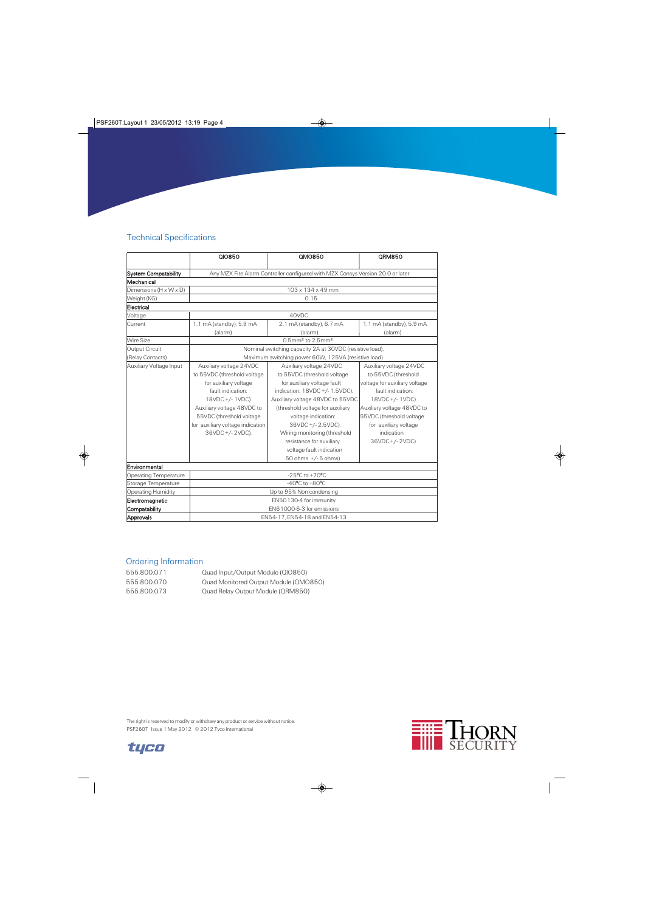## Technical Specifications

| | QIO850 | QMO850 | QRM850 |
|---|---|---|---|
| **System Compatability** | Any MZX Fire Alarm Controller configured with MZX Consys Version 20.0 or later | | |
| **Mechanical** | | | |
| Dimensions (H x W x D) | 103 x 134 x 49 mm | | |
| Weight (KG) | 0.15 | | |
| **Electrical** | | | |
| Voltage | 40VDC | | |
| Current | 1.1 mA (standby), 5.9 mA (alarm) | 2.1 mA (standby), 6.7 mA (alarm) | 1.1 mA (standby), 5.9 mA (alarm) |
| Wire Size | 0.5mm² to 2.5mm² | | |
| Output Circuit (Relay Contacts) | Nominal switching capacity 2A at 30VDC (resistive load), Maximum switching power 60W, 125VA (resistive load) | | |
| Auxiliary Voltage Input | Auxiliary voltage 24VDC to 55VDC (threshold voltage for auxiliary voltage fault indication: 18VDC +/- 1VDC). Auxiliary voltage 48VDC to 55VDC (threshold voltage for auxiliary voltage indication 36VDC +/- 2VDC). | Auxiliary voltage 24VDC to 55VDC (threshold voltage for auxiliary voltage fault indication: 18VDC +/- 1.5VDC). Auxiliary voltage 48VDC to 55VDC (threshold voltage for auxiliary voltage indication: 36VDC +/- 2.5VDC). Wiring monitoring (threshold resistance for auxiliary voltage fault indication 50 ohms +/- 5 ohms). | Auxiliary voltage 24VDC to 55VDC (threshold voltage for auxiliary voltage fault indication: 18VDC +/- 1VDC). Auxiliary voltage 48VDC to 55VDC (threshold voltage for auxiliary voltage indication 36VDC +/- 2VDC). |
| **Environmental** | | | |
| Operating Temperature | -25ºC to +70ºC | | |
| Storage Temperature | -40ºC to +80ºC | | |
| Operating Humidity | Up to 95% Non condensing | | |
| **Electromagnetic Compatability** | EN50130-4 for immunity EN61000-6-3 for emissions | | |
| **Approvals** | EN54-17, EN54-18 and EN54-13 | | |

## Ordering Information

| | |
|---|---|
| 555.800.071 | Quad Input/Output Module (QIO850) |
| 555.800.070 | Quad Monitored Output Module (QMO850) |
| 555.800.073 | Quad Relay Output Module (QRM850) |

The right is reserved to modify or withdraw any product or service without notice.
PSF260T Issue 1 May 2012 © 2012 Tyco International